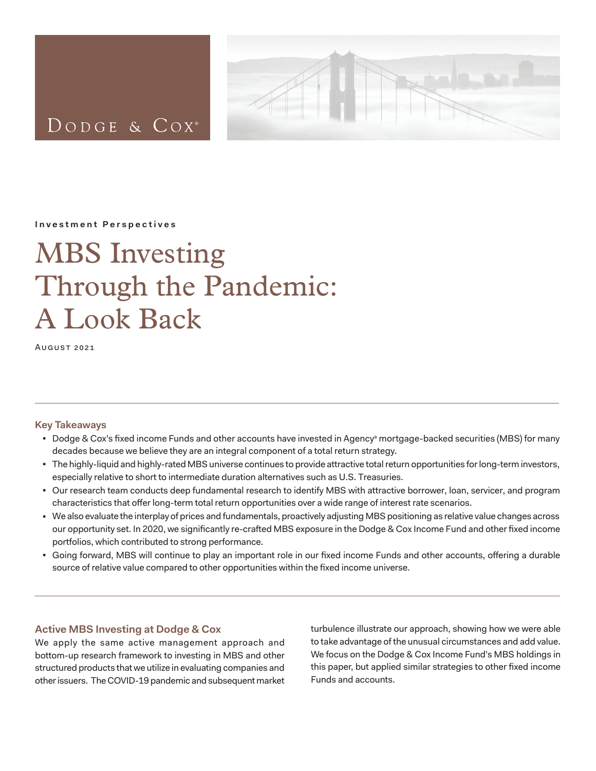Dodge & Cox

Investment Perspectives

# MBS Investing Through the Pandemic: A Look Back

August 2021

---

### Key Takeaways

- Dodge & Cox's fixed income Funds and other accounts have invested in Agency[a] mortgage-backed securities (MBS) for many decades because we believe they are an integral component of a total return strategy.
- The highly-liquid and highly-rated MBS universe continues to provide attractive total return opportunities for long-term investors, especially relative to short to intermediate duration alternatives such as U.S. Treasuries.
- Our research team conducts deep fundamental research to identify MBS with attractive borrower, loan, servicer, and program characteristics that offer long-term total return opportunities over a wide range of interest rate scenarios.
- We also evaluate the interplay of prices and fundamentals, proactively adjusting MBS positioning as relative value changes across our opportunity set. In 2020, we significantly re-crafted MBS exposure in the Dodge & Cox Income Fund and other fixed income portfolios, which contributed to strong performance.
- Going forward, MBS will continue to play an important role in our fixed income Funds and other accounts, offering a durable source of relative value compared to other opportunities within the fixed income universe.

---

## Active MBS Investing at Dodge & Cox

We apply the same active management approach and bottom-up research framework to investing in MBS and other structured products that we utilize in evaluating companies and other issuers. The COVID-19 pandemic and subsequent market turbulence illustrate our approach, showing how we were able to take advantage of the unusual circumstances and add value. We focus on the Dodge & Cox Income Fund's MBS holdings in this paper, but applied similar strategies to other fixed income Funds and accounts.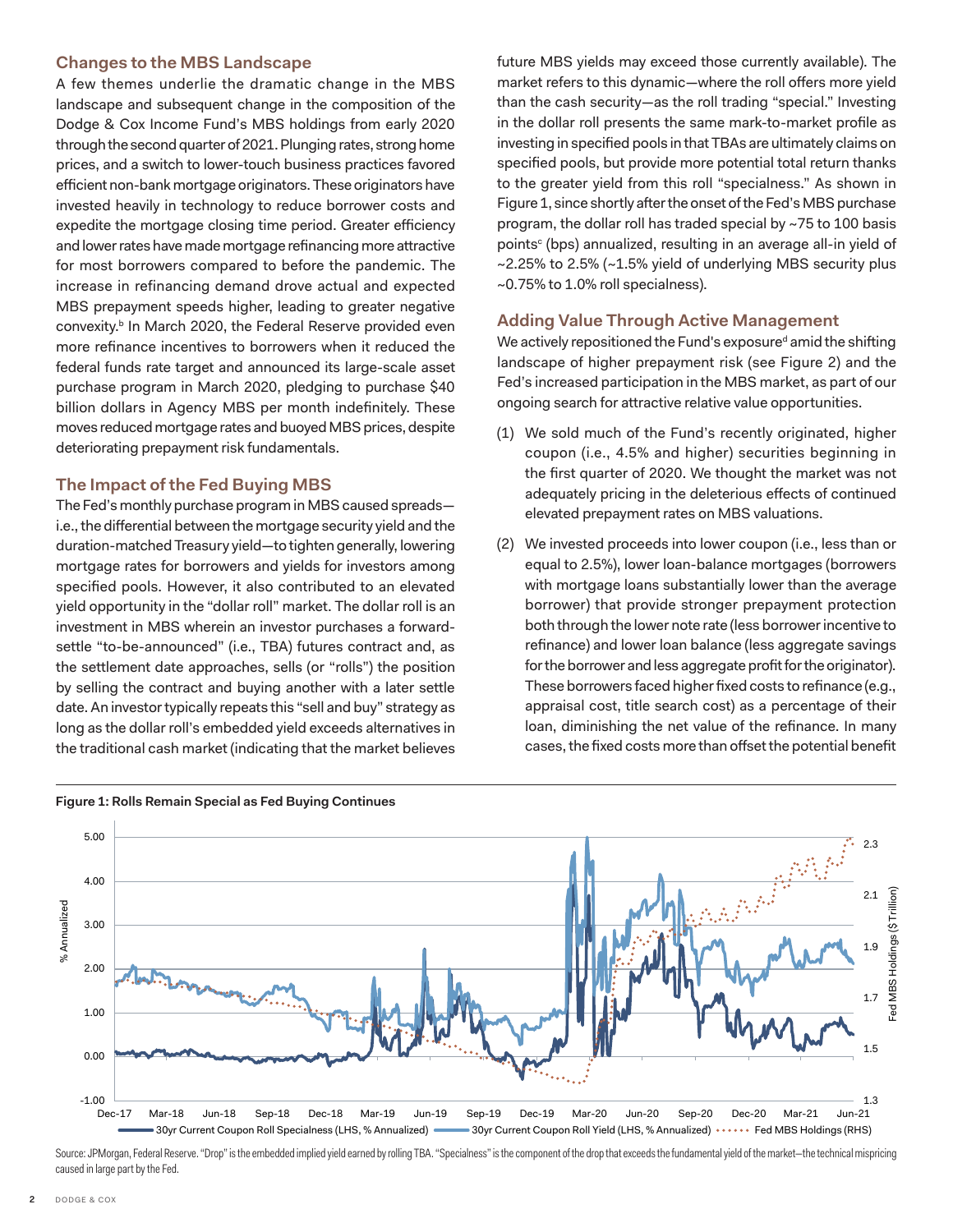## Changes to the MBS Landscape

A few themes underlie the dramatic change in the MBS landscape and subsequent change in the composition of the Dodge & Cox Income Fund's MBS holdings from early 2020 through the second quarter of 2021. Plunging rates, strong home prices, and a switch to lower-touch business practices favored efficient non-bank mortgage originators. These originators have invested heavily in technology to reduce borrower costs and expedite the mortgage closing time period. Greater efficiency and lower rates have made mortgage refinancing more attractive for most borrowers compared to before the pandemic. The increase in refinancing demand drove actual and expected MBS prepayment speeds higher, leading to greater negative convexity.[b] In March 2020, the Federal Reserve provided even more refinance incentives to borrowers when it reduced the federal funds rate target and announced its large-scale asset purchase program in March 2020, pledging to purchase $40 billion dollars in Agency MBS per month indefinitely. These moves reduced mortgage rates and buoyed MBS prices, despite deteriorating prepayment risk fundamentals.

## The Impact of the Fed Buying MBS

The Fed's monthly purchase program in MBS caused spreads—i.e., the differential between the mortgage security yield and the duration-matched Treasury yield—to tighten generally, lowering mortgage rates for borrowers and yields for investors among specified pools. However, it also contributed to an elevated yield opportunity in the "dollar roll" market. The dollar roll is an investment in MBS wherein an investor purchases a forward-settle "to-be-announced" (i.e., TBA) futures contract and, as the settlement date approaches, sells (or "rolls") the position by selling the contract and buying another with a later settle date. An investor typically repeats this "sell and buy" strategy as long as the dollar roll's embedded yield exceeds alternatives in the traditional cash market (indicating that the market believes future MBS yields may exceed those currently available). The market refers to this dynamic—where the roll offers more yield than the cash security—as the roll trading "special." Investing in the dollar roll presents the same mark-to-market profile as investing in specified pools in that TBAs are ultimately claims on specified pools, but provide more potential total return thanks to the greater yield from this roll "specialness." As shown in Figure 1, since shortly after the onset of the Fed's MBS purchase program, the dollar roll has traded special by ~75 to 100 basis points[c] (bps) annualized, resulting in an average all-in yield of ~2.25% to 2.5% (~1.5% yield of underlying MBS security plus ~0.75% to 1.0% roll specialness).

## Adding Value Through Active Management

We actively repositioned the Fund's exposure[d] amid the shifting landscape of higher prepayment risk (see Figure 2) and the Fed's increased participation in the MBS market, as part of our ongoing search for attractive relative value opportunities.

(1) We sold much of the Fund's recently originated, higher coupon (i.e., 4.5% and higher) securities beginning in the first quarter of 2020. We thought the market was not adequately pricing in the deleterious effects of continued elevated prepayment rates on MBS valuations.

(2) We invested proceeds into lower coupon (i.e., less than or equal to 2.5%), lower loan-balance mortgages (borrowers with mortgage loans substantially lower than the average borrower) that provide stronger prepayment protection both through the lower note rate (less borrower incentive to refinance) and lower loan balance (less aggregate savings for the borrower and less aggregate profit for the originator). These borrowers faced higher fixed costs to refinance (e.g., appraisal cost, title search cost) as a percentage of their loan, diminishing the net value of the refinance. In many cases, the fixed costs more than offset the potential benefit

**Figure 1: Rolls Remain Special as Fed Buying Continues**

Source: JPMorgan, Federal Reserve. "Drop" is the embedded implied yield earned by rolling TBA. "Specialness" is the component of the drop that exceeds the fundamental yield of the market—the technical mispricing caused in large part by the Fed.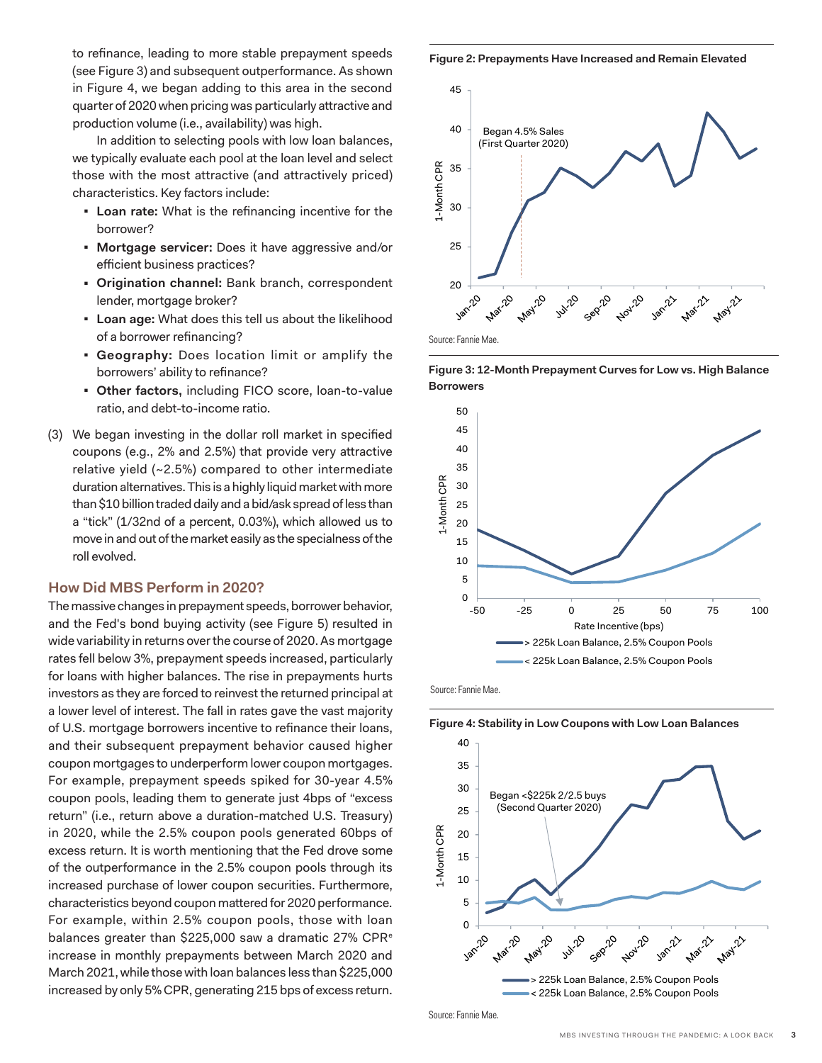to refinance, leading to more stable prepayment speeds (see Figure 3) and subsequent outperformance. As shown in Figure 4, we began adding to this area in the second quarter of 2020 when pricing was particularly attractive and production volume (i.e., availability) was high.

In addition to selecting pools with low loan balances, we typically evaluate each pool at the loan level and select those with the most attractive (and attractively priced) characteristics. Key factors include:

- **Loan rate:** What is the refinancing incentive for the borrower?
- **Mortgage servicer:** Does it have aggressive and/or efficient business practices?
- **Origination channel:** Bank branch, correspondent lender, mortgage broker?
- **Loan age:** What does this tell us about the likelihood of a borrower refinancing?
- **Geography:** Does location limit or amplify the borrowers' ability to refinance?
- **Other factors,** including FICO score, loan-to-value ratio, and debt-to-income ratio.

(3) We began investing in the dollar roll market in specified coupons (e.g., 2% and 2.5%) that provide very attractive relative yield (~2.5%) compared to other intermediate duration alternatives. This is a highly liquid market with more than $10 billion traded daily and a bid/ask spread of less than a "tick" (1/32nd of a percent, 0.03%), which allowed us to move in and out of the market easily as the specialness of the roll evolved.

## How Did MBS Perform in 2020?

The massive changes in prepayment speeds, borrower behavior, and the Fed's bond buying activity (see Figure 5) resulted in wide variability in returns over the course of 2020. As mortgage rates fell below 3%, prepayment speeds increased, particularly for loans with higher balances. The rise in prepayments hurts investors as they are forced to reinvest the returned principal at a lower level of interest. The fall in rates gave the vast majority of U.S. mortgage borrowers incentive to refinance their loans, and their subsequent prepayment behavior caused higher coupon mortgages to underperform lower coupon mortgages. For example, prepayment speeds spiked for 30-year 4.5% coupon pools, leading them to generate just 4bps of "excess return" (i.e., return above a duration-matched U.S. Treasury) in 2020, while the 2.5% coupon pools generated 60bps of excess return. It is worth mentioning that the Fed drove some of the outperformance in the 2.5% coupon pools through its increased purchase of lower coupon securities. Furthermore, characteristics beyond coupon mattered for 2020 performance. For example, within 2.5% coupon pools, those with loan balances greater than $225,000 saw a dramatic 27% CPR[e] increase in monthly prepayments between March 2020 and March 2021, while those with loan balances less than $225,000 increased by only 5% CPR, generating 215 bps of excess return.

**Figure 2: Prepayments Have Increased and Remain Elevated**

Source: Fannie Mae.

**Figure 3: 12-Month Prepayment Curves for Low vs. High Balance Borrowers**

Source: Fannie Mae.

**Figure 4: Stability in Low Coupons with Low Loan Balances**

Source: Fannie Mae.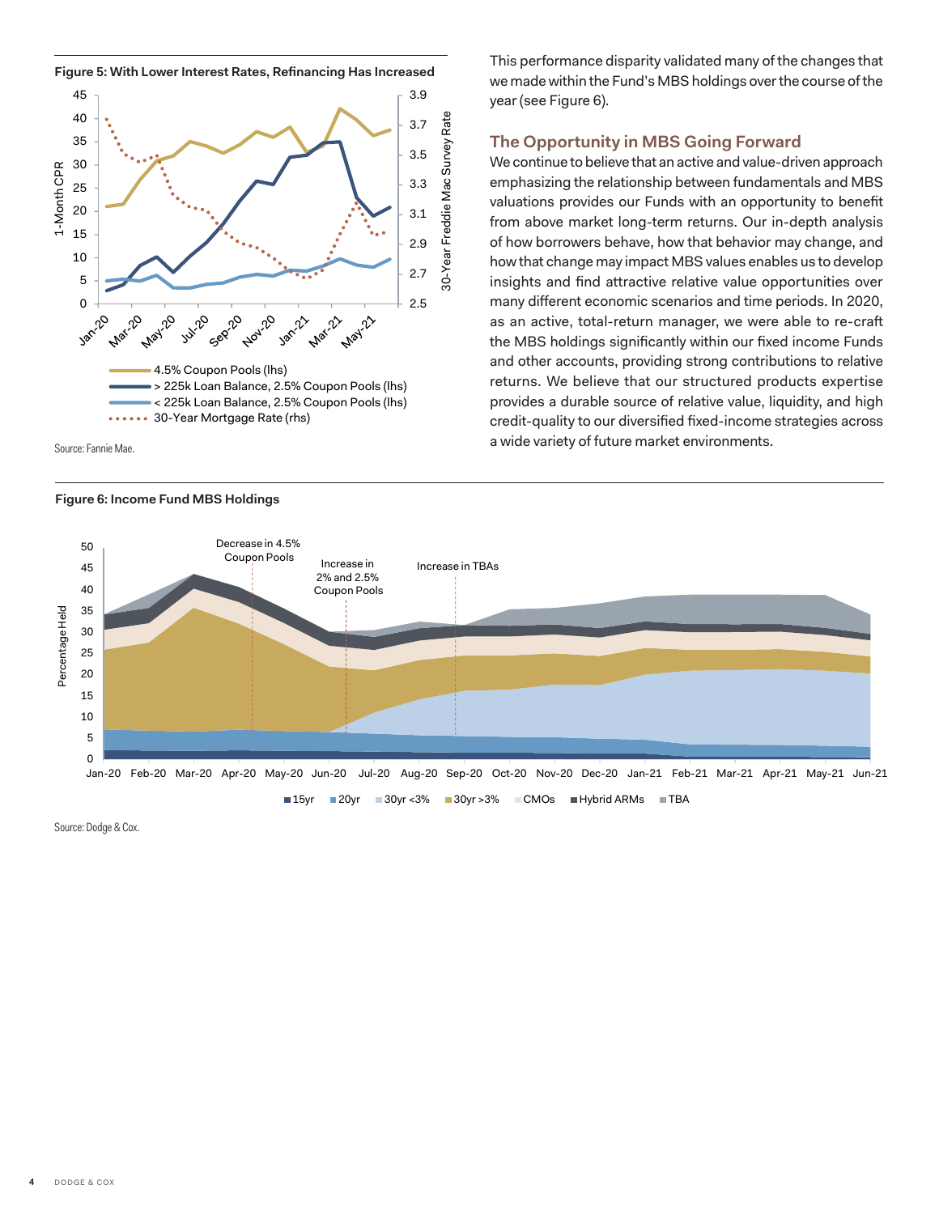**Figure 5: With Lower Interest Rates, Refinancing Has Increased**

Source: Fannie Mae.

This performance disparity validated many of the changes that we made within the Fund's MBS holdings over the course of the year (see Figure 6).

## The Opportunity in MBS Going Forward

We continue to believe that an active and value-driven approach emphasizing the relationship between fundamentals and MBS valuations provides our Funds with an opportunity to benefit from above market long-term returns. Our in-depth analysis of how borrowers behave, how that behavior may change, and how that change may impact MBS values enables us to develop insights and find attractive relative value opportunities over many different economic scenarios and time periods. In 2020, as an active, total-return manager, we were able to re-craft the MBS holdings significantly within our fixed income Funds and other accounts, providing strong contributions to relative returns. We believe that our structured products expertise provides a durable source of relative value, liquidity, and high credit-quality to our diversified fixed-income strategies across a wide variety of future market environments.

**Figure 6: Income Fund MBS Holdings**

Source: Dodge & Cox.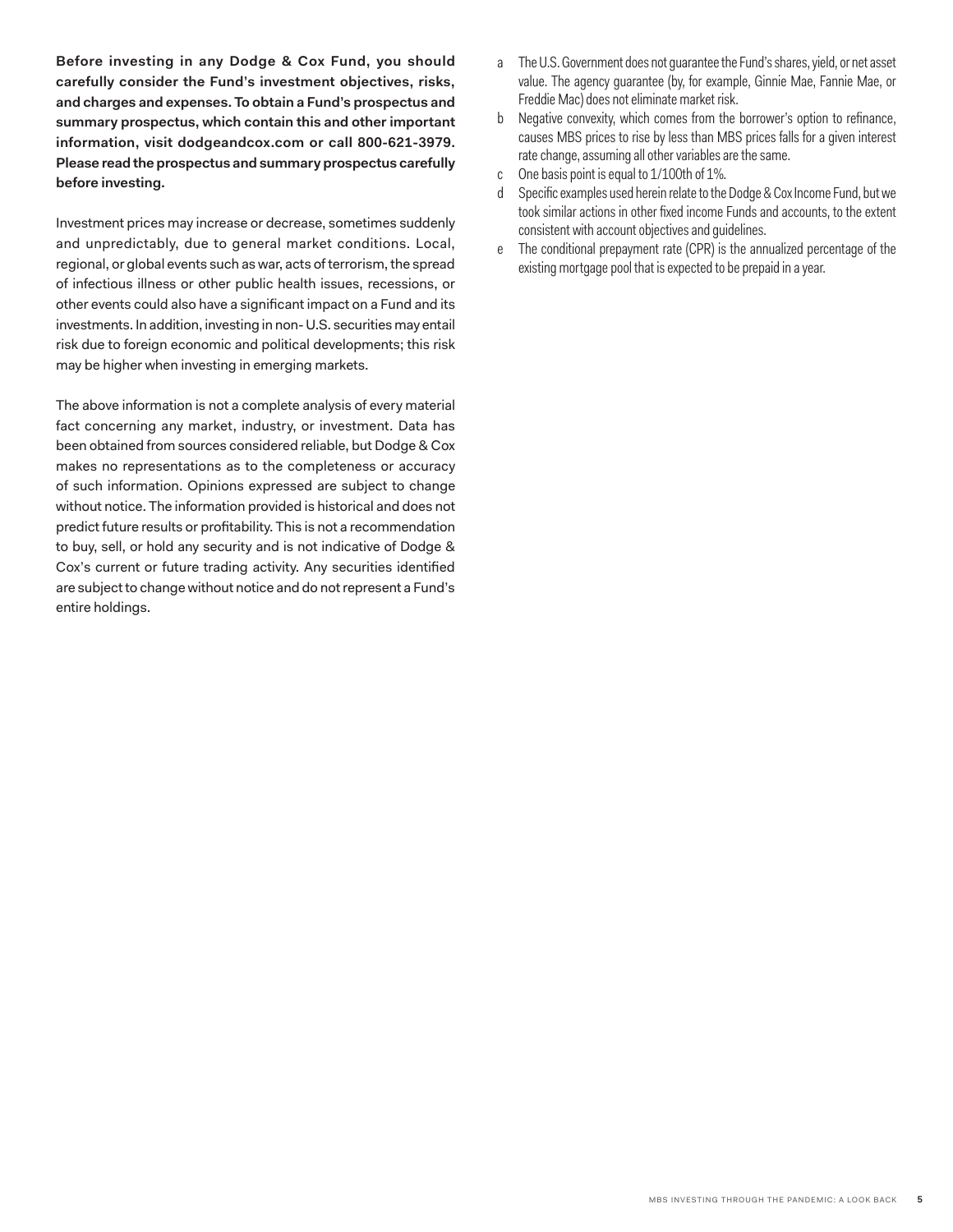**Before investing in any Dodge & Cox Fund, you should carefully consider the Fund's investment objectives, risks, and charges and expenses. To obtain a Fund's prospectus and summary prospectus, which contain this and other important information, visit dodgeandcox.com or call 800-621-3979. Please read the prospectus and summary prospectus carefully before investing.**

Investment prices may increase or decrease, sometimes suddenly and unpredictably, due to general market conditions. Local, regional, or global events such as war, acts of terrorism, the spread of infectious illness or other public health issues, recessions, or other events could also have a significant impact on a Fund and its investments. In addition, investing in non- U.S. securities may entail risk due to foreign economic and political developments; this risk may be higher when investing in emerging markets.

The above information is not a complete analysis of every material fact concerning any market, industry, or investment. Data has been obtained from sources considered reliable, but Dodge & Cox makes no representations as to the completeness or accuracy of such information. Opinions expressed are subject to change without notice. The information provided is historical and does not predict future results or profitability. This is not a recommendation to buy, sell, or hold any security and is not indicative of Dodge & Cox's current or future trading activity. Any securities identified are subject to change without notice and do not represent a Fund's entire holdings.

a The U.S. Government does not guarantee the Fund's shares, yield, or net asset value. The agency guarantee (by, for example, Ginnie Mae, Fannie Mae, or Freddie Mac) does not eliminate market risk.

b Negative convexity, which comes from the borrower's option to refinance, causes MBS prices to rise by less than MBS prices falls for a given interest rate change, assuming all other variables are the same.

c One basis point is equal to 1/100th of 1%.

d Specific examples used herein relate to the Dodge & Cox Income Fund, but we took similar actions in other fixed income Funds and accounts, to the extent consistent with account objectives and guidelines.

e The conditional prepayment rate (CPR) is the annualized percentage of the existing mortgage pool that is expected to be prepaid in a year.